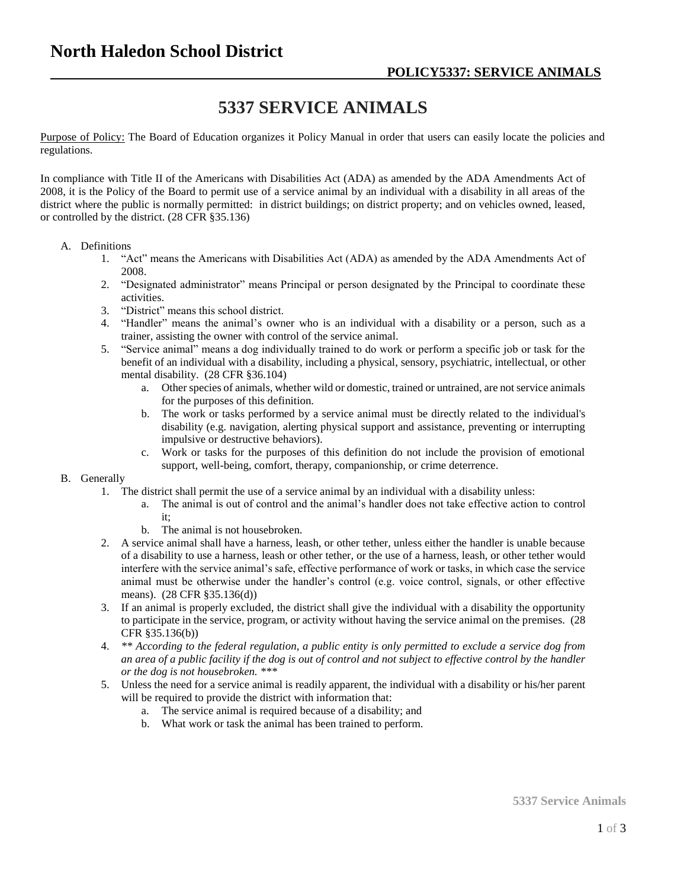# 5337 SERVICE ANIMALS

Purpose of Policy: The Board of Education organizes it Policy Manual in order that users can easily locate the policies and regulations.

In compliance with Title II of the Americans with Disabilities Act (ADA) as amended by the ADA Amendments Act of 2008, it is the Policy of the Board to permit use of a service animal by an individual with a disability in all areas of the district where the public is normally permitted: in district buildings; on district property; and on vehicles owned, leased, or controlled by the district. (28 CFR §35.136)

A. Definitions
   1. "Act" means the Americans with Disabilities Act (ADA) as amended by the ADA Amendments Act of 2008.
   2. "Designated administrator" means Principal or person designated by the Principal to coordinate these activities.
   3. "District" means this school district.
   4. "Handler" means the animal's owner who is an individual with a disability or a person, such as a trainer, assisting the owner with control of the service animal.
   5. "Service animal" means a dog individually trained to do work or perform a specific job or task for the benefit of an individual with a disability, including a physical, sensory, psychiatric, intellectual, or other mental disability. (28 CFR §36.104)
      a. Other species of animals, whether wild or domestic, trained or untrained, are not service animals for the purposes of this definition.
      b. The work or tasks performed by a service animal must be directly related to the individual's disability (e.g. navigation, alerting physical support and assistance, preventing or interrupting impulsive or destructive behaviors).
      c. Work or tasks for the purposes of this definition do not include the provision of emotional support, well-being, comfort, therapy, companionship, or crime deterrence.

B. Generally
   1. The district shall permit the use of a service animal by an individual with a disability unless:
      a. The animal is out of control and the animal's handler does not take effective action to control it;
      b. The animal is not housebroken.
   2. A service animal shall have a harness, leash, or other tether, unless either the handler is unable because of a disability to use a harness, leash or other tether, or the use of a harness, leash, or other tether would interfere with the service animal's safe, effective performance of work or tasks, in which case the service animal must be otherwise under the handler's control (e.g. voice control, signals, or other effective means). (28 CFR §35.136(d))
   3. If an animal is properly excluded, the district shall give the individual with a disability the opportunity to participate in the service, program, or activity without having the service animal on the premises. (28 CFR §35.136(b))
   4. *\*\* According to the federal regulation, a public entity is only permitted to exclude a service dog from an area of a public facility if the dog is out of control and not subject to effective control by the handler or the dog is not housebroken. \*\*\**
   5. Unless the need for a service animal is readily apparent, the individual with a disability or his/her parent will be required to provide the district with information that:
      a. The service animal is required because of a disability; and
      b. What work or task the animal has been trained to perform.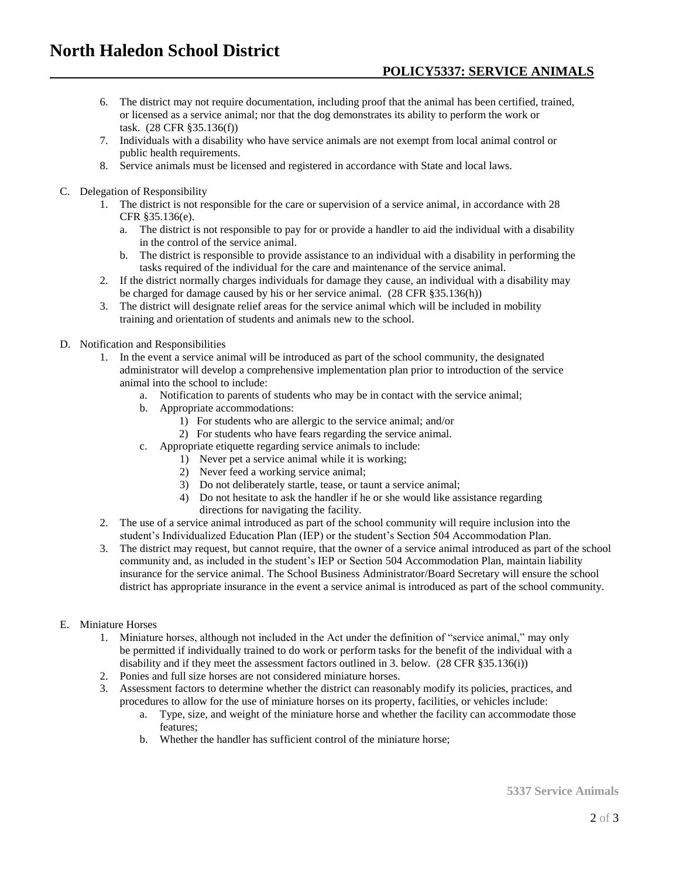6. The district may not require documentation, including proof that the animal has been certified, trained, or licensed as a service animal; nor that the dog demonstrates its ability to perform the work or task. (28 CFR §35.136(f))
7. Individuals with a disability who have service animals are not exempt from local animal control or public health requirements.
8. Service animals must be licensed and registered in accordance with State and local laws.

C. Delegation of Responsibility
   1. The district is not responsible for the care or supervision of a service animal, in accordance with 28 CFR §35.136(e).
      a. The district is not responsible to pay for or provide a handler to aid the individual with a disability in the control of the service animal.
      b. The district is responsible to provide assistance to an individual with a disability in performing the tasks required of the individual for the care and maintenance of the service animal.
   2. If the district normally charges individuals for damage they cause, an individual with a disability may be charged for damage caused by his or her service animal. (28 CFR §35.136(h))
   3. The district will designate relief areas for the service animal which will be included in mobility training and orientation of students and animals new to the school.

D. Notification and Responsibilities
   1. In the event a service animal will be introduced as part of the school community, the designated administrator will develop a comprehensive implementation plan prior to introduction of the service animal into the school to include:
      a. Notification to parents of students who may be in contact with the service animal;
      b. Appropriate accommodations:
         1) For students who are allergic to the service animal; and/or
         2) For students who have fears regarding the service animal.
      c. Appropriate etiquette regarding service animals to include:
         1) Never pet a service animal while it is working;
         2) Never feed a working service animal;
         3) Do not deliberately startle, tease, or taunt a service animal;
         4) Do not hesitate to ask the handler if he or she would like assistance regarding directions for navigating the facility.
   2. The use of a service animal introduced as part of the school community will require inclusion into the student's Individualized Education Plan (IEP) or the student's Section 504 Accommodation Plan.
   3. The district may request, but cannot require, that the owner of a service animal introduced as part of the school community and, as included in the student's IEP or Section 504 Accommodation Plan, maintain liability insurance for the service animal. The School Business Administrator/Board Secretary will ensure the school district has appropriate insurance in the event a service animal is introduced as part of the school community.

E. Miniature Horses
   1. Miniature horses, although not included in the Act under the definition of "service animal," may only be permitted if individually trained to do work or perform tasks for the benefit of the individual with a disability and if they meet the assessment factors outlined in 3. below. (28 CFR §35.136(i))
   2. Ponies and full size horses are not considered miniature horses.
   3. Assessment factors to determine whether the district can reasonably modify its policies, practices, and procedures to allow for the use of miniature horses on its property, facilities, or vehicles include:
      a. Type, size, and weight of the miniature horse and whether the facility can accommodate those features;
      b. Whether the handler has sufficient control of the miniature horse;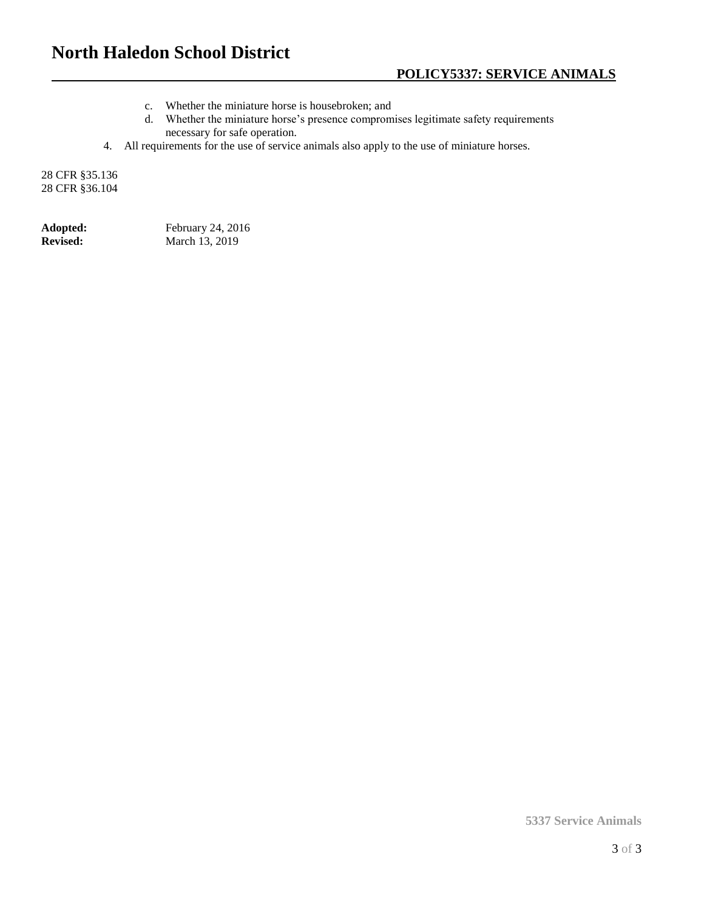c. Whether the miniature horse is housebroken; and
d. Whether the miniature horse's presence compromises legitimate safety requirements necessary for safe operation.

4. All requirements for the use of service animals also apply to the use of miniature horses.

28 CFR §35.136
28 CFR §36.104

**Adopted:** February 24, 2016
**Revised:** March 13, 2019